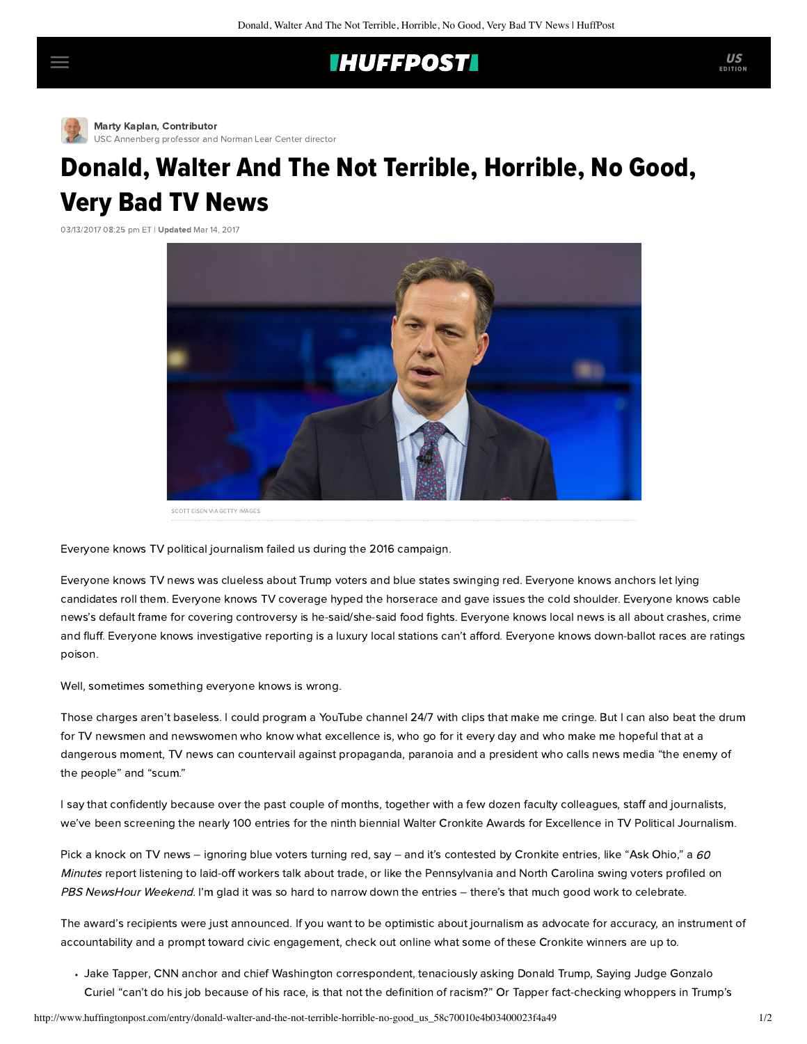Marty Kaplan, Contributor
USC Annenberg professor and Norman Lear Center director

# Donald, Walter And The Not Terrible, Horrible, No Good, Very Bad TV News

03/13/2017 08:25 pm ET | **Updated** Mar 14, 2017

SCOTT EISEN VIA GETTY IMAGES

Everyone knows TV political journalism failed us during the 2016 campaign.

Everyone knows TV news was clueless about Trump voters and blue states swinging red. Everyone knows anchors let lying candidates roll them. Everyone knows TV coverage hyped the horserace and gave issues the cold shoulder. Everyone knows cable news's default frame for covering controversy is he-said/she-said food fights. Everyone knows local news is all about crashes, crime and fluff. Everyone knows investigative reporting is a luxury local stations can't afford. Everyone knows down-ballot races are ratings poison.

Well, sometimes something everyone knows is wrong.

Those charges aren't baseless. I could program a YouTube channel 24/7 with clips that make me cringe. But I can also beat the drum for TV newsmen and newswomen who know what excellence is, who go for it every day and who make me hopeful that at a dangerous moment, TV news can countervail against propaganda, paranoia and a president who calls news media "the enemy of the people" and "scum."

I say that confidently because over the past couple of months, together with a few dozen faculty colleagues, staff and journalists, we've been screening the nearly 100 entries for the ninth biennial Walter Cronkite Awards for Excellence in TV Political Journalism.

Pick a knock on TV news – ignoring blue voters turning red, say – and it's contested by Cronkite entries, like "Ask Ohio," a *60 Minutes* report listening to laid-off workers talk about trade, or like the Pennsylvania and North Carolina swing voters profiled on *PBS NewsHour Weekend*. I'm glad it was so hard to narrow down the entries – there's that much good work to celebrate.

The award's recipients were just announced. If you want to be optimistic about journalism as advocate for accuracy, an instrument of accountability and a prompt toward civic engagement, check out online what some of these Cronkite winners are up to.

- Jake Tapper, CNN anchor and chief Washington correspondent, tenaciously asking Donald Trump, Saying Judge Gonzalo Curiel "can't do his job because of his race, is that not the definition of racism?" Or Tapper fact-checking whoppers in Trump's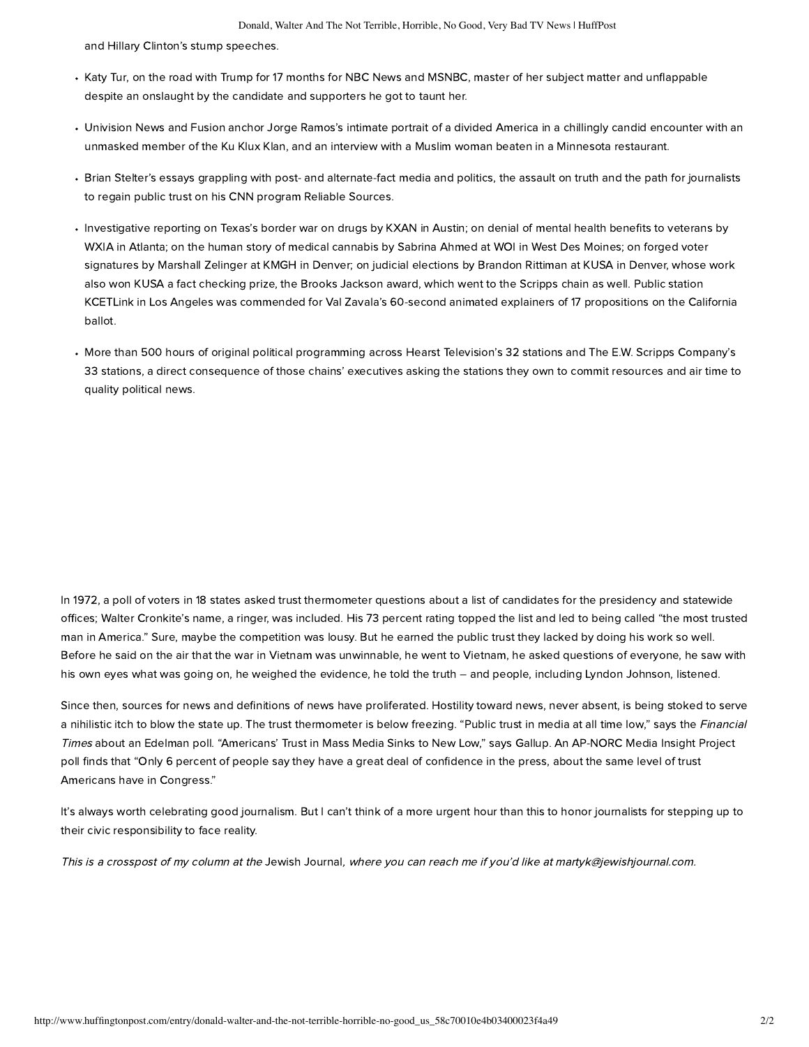and Hillary Clinton's stump speeches.

- Katy Tur, on the road with Trump for 17 months for NBC News and MSNBC, master of her subject matter and unflappable despite an onslaught by the candidate and supporters he got to taunt her.
- Univision News and Fusion anchor Jorge Ramos's intimate portrait of a divided America in a chillingly candid encounter with an unmasked member of the Ku Klux Klan, and an interview with a Muslim woman beaten in a Minnesota restaurant.
- Brian Stelter's essays grappling with post- and alternate-fact media and politics, the assault on truth and the path for journalists to regain public trust on his CNN program Reliable Sources.
- Investigative reporting on Texas's border war on drugs by KXAN in Austin; on denial of mental health benefits to veterans by WXIA in Atlanta; on the human story of medical cannabis by Sabrina Ahmed at WOI in West Des Moines; on forged voter signatures by Marshall Zelinger at KMGH in Denver; on judicial elections by Brandon Rittiman at KUSA in Denver, whose work also won KUSA a fact checking prize, the Brooks Jackson award, which went to the Scripps chain as well. Public station KCETLink in Los Angeles was commended for Val Zavala's 60-second animated explainers of 17 propositions on the California ballot.
- More than 500 hours of original political programming across Hearst Television's 32 stations and The E.W. Scripps Company's 33 stations, a direct consequence of those chains' executives asking the stations they own to commit resources and air time to quality political news.

In 1972, a poll of voters in 18 states asked trust thermometer questions about a list of candidates for the presidency and statewide offices; Walter Cronkite's name, a ringer, was included. His 73 percent rating topped the list and led to being called "the most trusted man in America." Sure, maybe the competition was lousy. But he earned the public trust they lacked by doing his work so well. Before he said on the air that the war in Vietnam was unwinnable, he went to Vietnam, he asked questions of everyone, he saw with his own eyes what was going on, he weighed the evidence, he told the truth – and people, including Lyndon Johnson, listened.

Since then, sources for news and definitions of news have proliferated. Hostility toward news, never absent, is being stoked to serve a nihilistic itch to blow the state up. The trust thermometer is below freezing. "Public trust in media at all time low," says the *Financial Times* about an Edelman poll. "Americans' Trust in Mass Media Sinks to New Low," says Gallup. An AP-NORC Media Insight Project poll finds that "Only 6 percent of people say they have a great deal of confidence in the press, about the same level of trust Americans have in Congress."

It's always worth celebrating good journalism. But I can't think of a more urgent hour than this to honor journalists for stepping up to their civic responsibility to face reality.

*This is a crosspost of my column at the* Jewish Journal*, where you can reach me if you'd like at martyk@jewishjournal.com.*